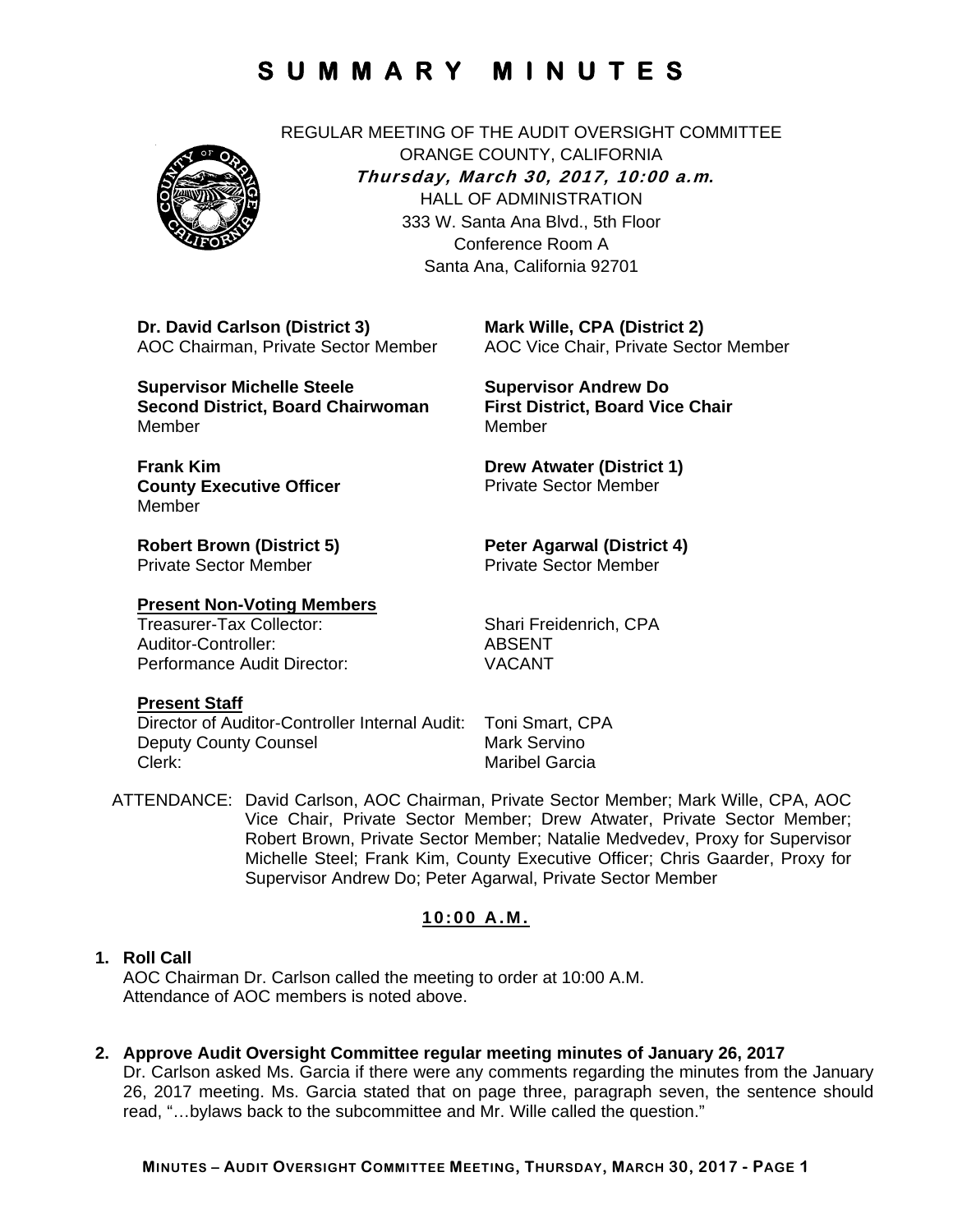# SUMMARY MINUTES

REGULAR MEETING OF THE AUDIT OVERSIGHT COMMITTEE
ORANGE COUNTY, CALIFORNIA
***Thursday, March 30, 2017, 10:00 a.m.***
HALL OF ADMINISTRATION
333 W. Santa Ana Blvd., 5th Floor
Conference Room A
Santa Ana, California 92701

**Dr. David Carlson (District 3)**
AOC Chairman, Private Sector Member

**Mark Wille, CPA (District 2)**
AOC Vice Chair, Private Sector Member

**Supervisor Michelle Steele**
**Second District, Board Chairwoman**
Member

**Supervisor Andrew Do**
**First District, Board Vice Chair**
Member

**Frank Kim**
**County Executive Officer**
Member

**Drew Atwater (District 1)**
Private Sector Member

**Robert Brown (District 5)**
Private Sector Member

**Peter Agarwal (District 4)**
Private Sector Member

**Present Non-Voting Members**

| | |
|---|---|
| Treasurer-Tax Collector: | Shari Freidenrich, CPA |
| Auditor-Controller: | ABSENT |
| Performance Audit Director: | VACANT |

**Present Staff**

| | |
|---|---|
| Director of Auditor-Controller Internal Audit: | Toni Smart, CPA |
| Deputy County Counsel | Mark Servino |
| Clerk: | Maribel Garcia |

ATTENDANCE: David Carlson, AOC Chairman, Private Sector Member; Mark Wille, CPA, AOC Vice Chair, Private Sector Member; Drew Atwater, Private Sector Member; Robert Brown, Private Sector Member; Natalie Medvedev, Proxy for Supervisor Michelle Steel; Frank Kim, County Executive Officer; Chris Gaarder, Proxy for Supervisor Andrew Do; Peter Agarwal, Private Sector Member

## 10:00 A.M.

1. **Roll Call**
   AOC Chairman Dr. Carlson called the meeting to order at 10:00 A.M.
   Attendance of AOC members is noted above.

2. **Approve Audit Oversight Committee regular meeting minutes of January 26, 2017**
   Dr. Carlson asked Ms. Garcia if there were any comments regarding the minutes from the January 26, 2017 meeting. Ms. Garcia stated that on page three, paragraph seven, the sentence should read, "…bylaws back to the subcommittee and Mr. Wille called the question."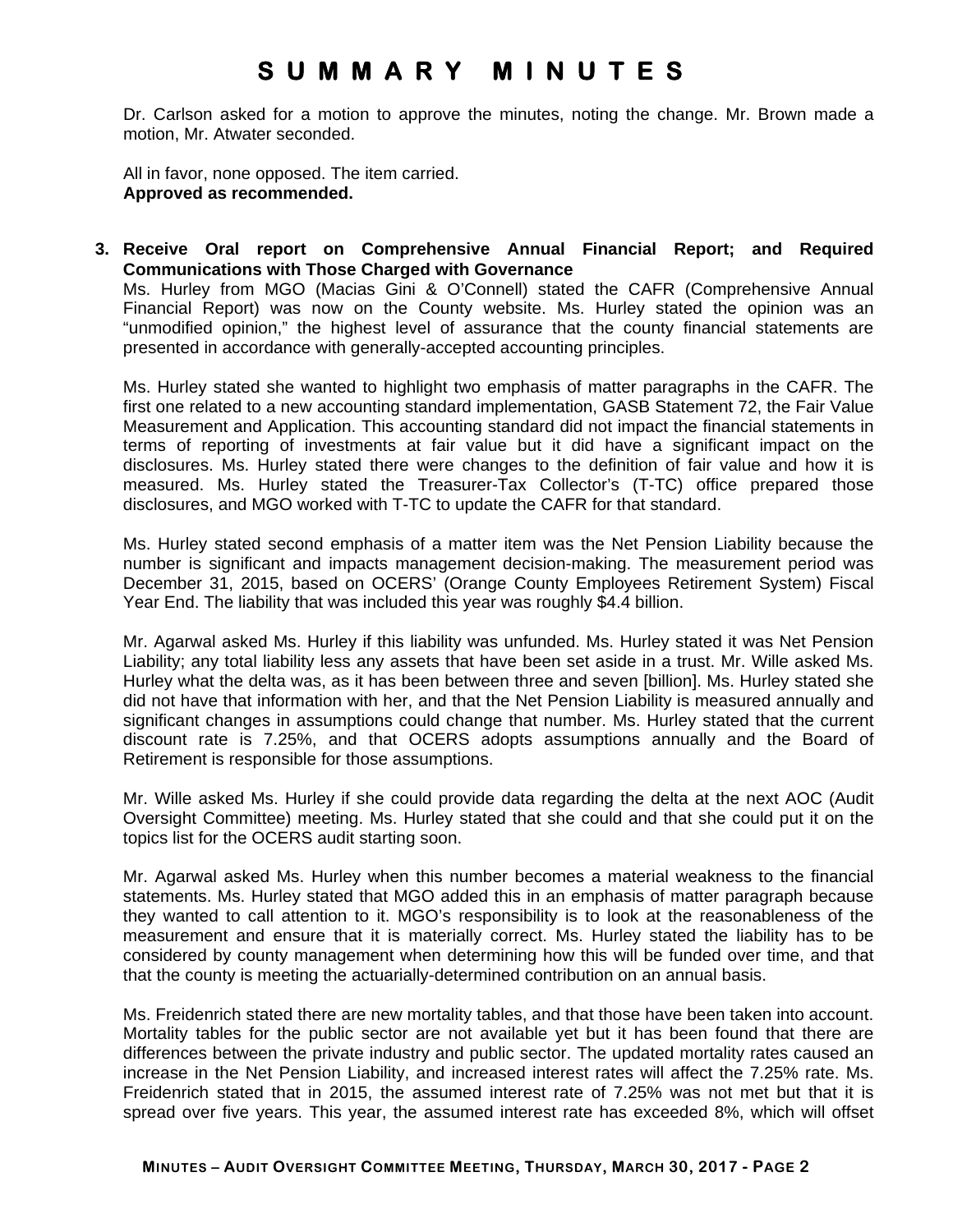Dr. Carlson asked for a motion to approve the minutes, noting the change. Mr. Brown made a motion, Mr. Atwater seconded.

All in favor, none opposed. The item carried.
**Approved as recommended.**

**3. Receive Oral report on Comprehensive Annual Financial Report; and Required Communications with Those Charged with Governance**

Ms. Hurley from MGO (Macias Gini & O'Connell) stated the CAFR (Comprehensive Annual Financial Report) was now on the County website. Ms. Hurley stated the opinion was an "unmodified opinion," the highest level of assurance that the county financial statements are presented in accordance with generally-accepted accounting principles.

Ms. Hurley stated she wanted to highlight two emphasis of matter paragraphs in the CAFR. The first one related to a new accounting standard implementation, GASB Statement 72, the Fair Value Measurement and Application. This accounting standard did not impact the financial statements in terms of reporting of investments at fair value but it did have a significant impact on the disclosures. Ms. Hurley stated there were changes to the definition of fair value and how it is measured. Ms. Hurley stated the Treasurer-Tax Collector's (T-TC) office prepared those disclosures, and MGO worked with T-TC to update the CAFR for that standard.

Ms. Hurley stated second emphasis of a matter item was the Net Pension Liability because the number is significant and impacts management decision-making. The measurement period was December 31, 2015, based on OCERS' (Orange County Employees Retirement System) Fiscal Year End. The liability that was included this year was roughly $4.4 billion.

Mr. Agarwal asked Ms. Hurley if this liability was unfunded. Ms. Hurley stated it was Net Pension Liability; any total liability less any assets that have been set aside in a trust. Mr. Wille asked Ms. Hurley what the delta was, as it has been between three and seven [billion]. Ms. Hurley stated she did not have that information with her, and that the Net Pension Liability is measured annually and significant changes in assumptions could change that number. Ms. Hurley stated that the current discount rate is 7.25%, and that OCERS adopts assumptions annually and the Board of Retirement is responsible for those assumptions.

Mr. Wille asked Ms. Hurley if she could provide data regarding the delta at the next AOC (Audit Oversight Committee) meeting. Ms. Hurley stated that she could and that she could put it on the topics list for the OCERS audit starting soon.

Mr. Agarwal asked Ms. Hurley when this number becomes a material weakness to the financial statements. Ms. Hurley stated that MGO added this in an emphasis of matter paragraph because they wanted to call attention to it. MGO's responsibility is to look at the reasonableness of the measurement and ensure that it is materially correct. Ms. Hurley stated the liability has to be considered by county management when determining how this will be funded over time, and that that the county is meeting the actuarially-determined contribution on an annual basis.

Ms. Freidenrich stated there are new mortality tables, and that those have been taken into account. Mortality tables for the public sector are not available yet but it has been found that there are differences between the private industry and public sector. The updated mortality rates caused an increase in the Net Pension Liability, and increased interest rates will affect the 7.25% rate. Ms. Freidenrich stated that in 2015, the assumed interest rate of 7.25% was not met but that it is spread over five years. This year, the assumed interest rate has exceeded 8%, which will offset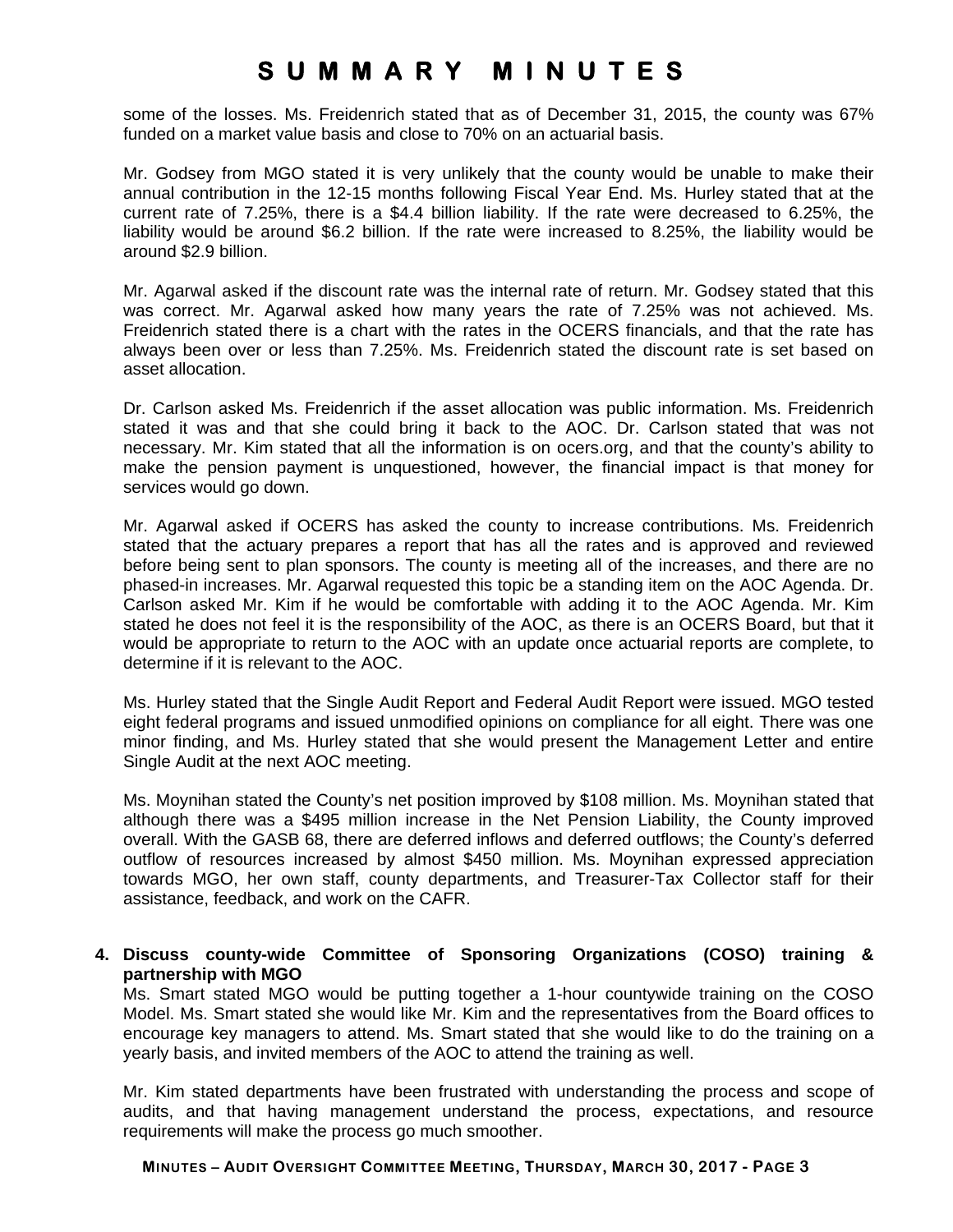some of the losses. Ms. Freidenrich stated that as of December 31, 2015, the county was 67% funded on a market value basis and close to 70% on an actuarial basis.

Mr. Godsey from MGO stated it is very unlikely that the county would be unable to make their annual contribution in the 12-15 months following Fiscal Year End. Ms. Hurley stated that at the current rate of 7.25%, there is a $4.4 billion liability. If the rate were decreased to 6.25%, the liability would be around $6.2 billion. If the rate were increased to 8.25%, the liability would be around $2.9 billion.

Mr. Agarwal asked if the discount rate was the internal rate of return. Mr. Godsey stated that this was correct. Mr. Agarwal asked how many years the rate of 7.25% was not achieved. Ms. Freidenrich stated there is a chart with the rates in the OCERS financials, and that the rate has always been over or less than 7.25%. Ms. Freidenrich stated the discount rate is set based on asset allocation.

Dr. Carlson asked Ms. Freidenrich if the asset allocation was public information. Ms. Freidenrich stated it was and that she could bring it back to the AOC. Dr. Carlson stated that was not necessary. Mr. Kim stated that all the information is on ocers.org, and that the county's ability to make the pension payment is unquestioned, however, the financial impact is that money for services would go down.

Mr. Agarwal asked if OCERS has asked the county to increase contributions. Ms. Freidenrich stated that the actuary prepares a report that has all the rates and is approved and reviewed before being sent to plan sponsors. The county is meeting all of the increases, and there are no phased-in increases. Mr. Agarwal requested this topic be a standing item on the AOC Agenda. Dr. Carlson asked Mr. Kim if he would be comfortable with adding it to the AOC Agenda. Mr. Kim stated he does not feel it is the responsibility of the AOC, as there is an OCERS Board, but that it would be appropriate to return to the AOC with an update once actuarial reports are complete, to determine if it is relevant to the AOC.

Ms. Hurley stated that the Single Audit Report and Federal Audit Report were issued. MGO tested eight federal programs and issued unmodified opinions on compliance for all eight. There was one minor finding, and Ms. Hurley stated that she would present the Management Letter and entire Single Audit at the next AOC meeting.

Ms. Moynihan stated the County's net position improved by $108 million. Ms. Moynihan stated that although there was a $495 million increase in the Net Pension Liability, the County improved overall. With the GASB 68, there are deferred inflows and deferred outflows; the County's deferred outflow of resources increased by almost $450 million. Ms. Moynihan expressed appreciation towards MGO, her own staff, county departments, and Treasurer-Tax Collector staff for their assistance, feedback, and work on the CAFR.

**4. Discuss county-wide Committee of Sponsoring Organizations (COSO) training & partnership with MGO**

Ms. Smart stated MGO would be putting together a 1-hour countywide training on the COSO Model. Ms. Smart stated she would like Mr. Kim and the representatives from the Board offices to encourage key managers to attend. Ms. Smart stated that she would like to do the training on a yearly basis, and invited members of the AOC to attend the training as well.

Mr. Kim stated departments have been frustrated with understanding the process and scope of audits, and that having management understand the process, expectations, and resource requirements will make the process go much smoother.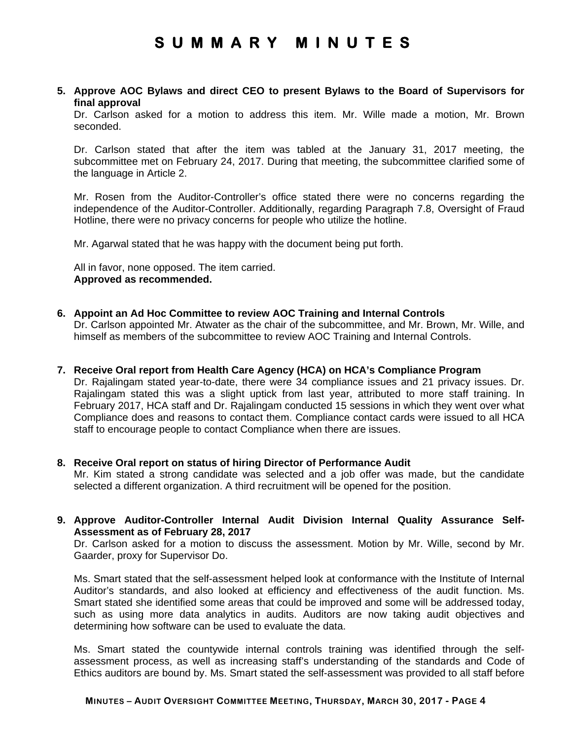# SUMMARY MINUTES

**5. Approve AOC Bylaws and direct CEO to present Bylaws to the Board of Supervisors for final approval**

Dr. Carlson asked for a motion to address this item. Mr. Wille made a motion, Mr. Brown seconded.

Dr. Carlson stated that after the item was tabled at the January 31, 2017 meeting, the subcommittee met on February 24, 2017. During that meeting, the subcommittee clarified some of the language in Article 2.

Mr. Rosen from the Auditor-Controller's office stated there were no concerns regarding the independence of the Auditor-Controller. Additionally, regarding Paragraph 7.8, Oversight of Fraud Hotline, there were no privacy concerns for people who utilize the hotline.

Mr. Agarwal stated that he was happy with the document being put forth.

All in favor, none opposed. The item carried.
**Approved as recommended.**

**6. Appoint an Ad Hoc Committee to review AOC Training and Internal Controls**

Dr. Carlson appointed Mr. Atwater as the chair of the subcommittee, and Mr. Brown, Mr. Wille, and himself as members of the subcommittee to review AOC Training and Internal Controls.

**7. Receive Oral report from Health Care Agency (HCA) on HCA's Compliance Program**

Dr. Rajalingam stated year-to-date, there were 34 compliance issues and 21 privacy issues. Dr. Rajalingam stated this was a slight uptick from last year, attributed to more staff training. In February 2017, HCA staff and Dr. Rajalingam conducted 15 sessions in which they went over what Compliance does and reasons to contact them. Compliance contact cards were issued to all HCA staff to encourage people to contact Compliance when there are issues.

**8. Receive Oral report on status of hiring Director of Performance Audit**

Mr. Kim stated a strong candidate was selected and a job offer was made, but the candidate selected a different organization. A third recruitment will be opened for the position.

**9. Approve Auditor-Controller Internal Audit Division Internal Quality Assurance Self-Assessment as of February 28, 2017**

Dr. Carlson asked for a motion to discuss the assessment. Motion by Mr. Wille, second by Mr. Gaarder, proxy for Supervisor Do.

Ms. Smart stated that the self-assessment helped look at conformance with the Institute of Internal Auditor's standards, and also looked at efficiency and effectiveness of the audit function. Ms. Smart stated she identified some areas that could be improved and some will be addressed today, such as using more data analytics in audits. Auditors are now taking audit objectives and determining how software can be used to evaluate the data.

Ms. Smart stated the countywide internal controls training was identified through the self-assessment process, as well as increasing staff's understanding of the standards and Code of Ethics auditors are bound by. Ms. Smart stated the self-assessment was provided to all staff before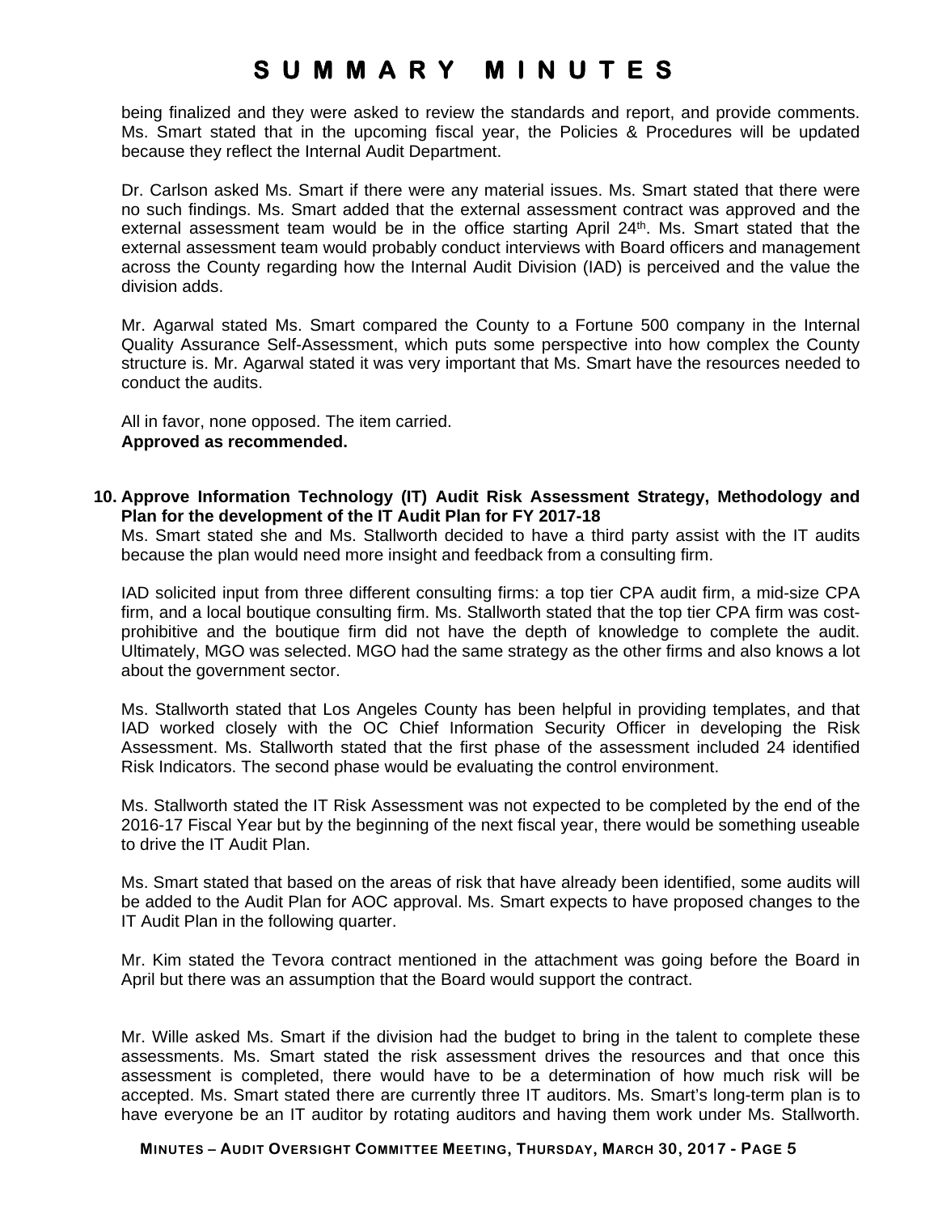being finalized and they were asked to review the standards and report, and provide comments. Ms. Smart stated that in the upcoming fiscal year, the Policies & Procedures will be updated because they reflect the Internal Audit Department.

Dr. Carlson asked Ms. Smart if there were any material issues. Ms. Smart stated that there were no such findings. Ms. Smart added that the external assessment contract was approved and the external assessment team would be in the office starting April 24th. Ms. Smart stated that the external assessment team would probably conduct interviews with Board officers and management across the County regarding how the Internal Audit Division (IAD) is perceived and the value the division adds.

Mr. Agarwal stated Ms. Smart compared the County to a Fortune 500 company in the Internal Quality Assurance Self-Assessment, which puts some perspective into how complex the County structure is. Mr. Agarwal stated it was very important that Ms. Smart have the resources needed to conduct the audits.

All in favor, none opposed. The item carried.
**Approved as recommended.**

**10. Approve Information Technology (IT) Audit Risk Assessment Strategy, Methodology and Plan for the development of the IT Audit Plan for FY 2017-18**

Ms. Smart stated she and Ms. Stallworth decided to have a third party assist with the IT audits because the plan would need more insight and feedback from a consulting firm.

IAD solicited input from three different consulting firms: a top tier CPA audit firm, a mid-size CPA firm, and a local boutique consulting firm. Ms. Stallworth stated that the top tier CPA firm was cost-prohibitive and the boutique firm did not have the depth of knowledge to complete the audit. Ultimately, MGO was selected. MGO had the same strategy as the other firms and also knows a lot about the government sector.

Ms. Stallworth stated that Los Angeles County has been helpful in providing templates, and that IAD worked closely with the OC Chief Information Security Officer in developing the Risk Assessment. Ms. Stallworth stated that the first phase of the assessment included 24 identified Risk Indicators. The second phase would be evaluating the control environment.

Ms. Stallworth stated the IT Risk Assessment was not expected to be completed by the end of the 2016-17 Fiscal Year but by the beginning of the next fiscal year, there would be something useable to drive the IT Audit Plan.

Ms. Smart stated that based on the areas of risk that have already been identified, some audits will be added to the Audit Plan for AOC approval. Ms. Smart expects to have proposed changes to the IT Audit Plan in the following quarter.

Mr. Kim stated the Tevora contract mentioned in the attachment was going before the Board in April but there was an assumption that the Board would support the contract.

Mr. Wille asked Ms. Smart if the division had the budget to bring in the talent to complete these assessments. Ms. Smart stated the risk assessment drives the resources and that once this assessment is completed, there would have to be a determination of how much risk will be accepted. Ms. Smart stated there are currently three IT auditors. Ms. Smart's long-term plan is to have everyone be an IT auditor by rotating auditors and having them work under Ms. Stallworth.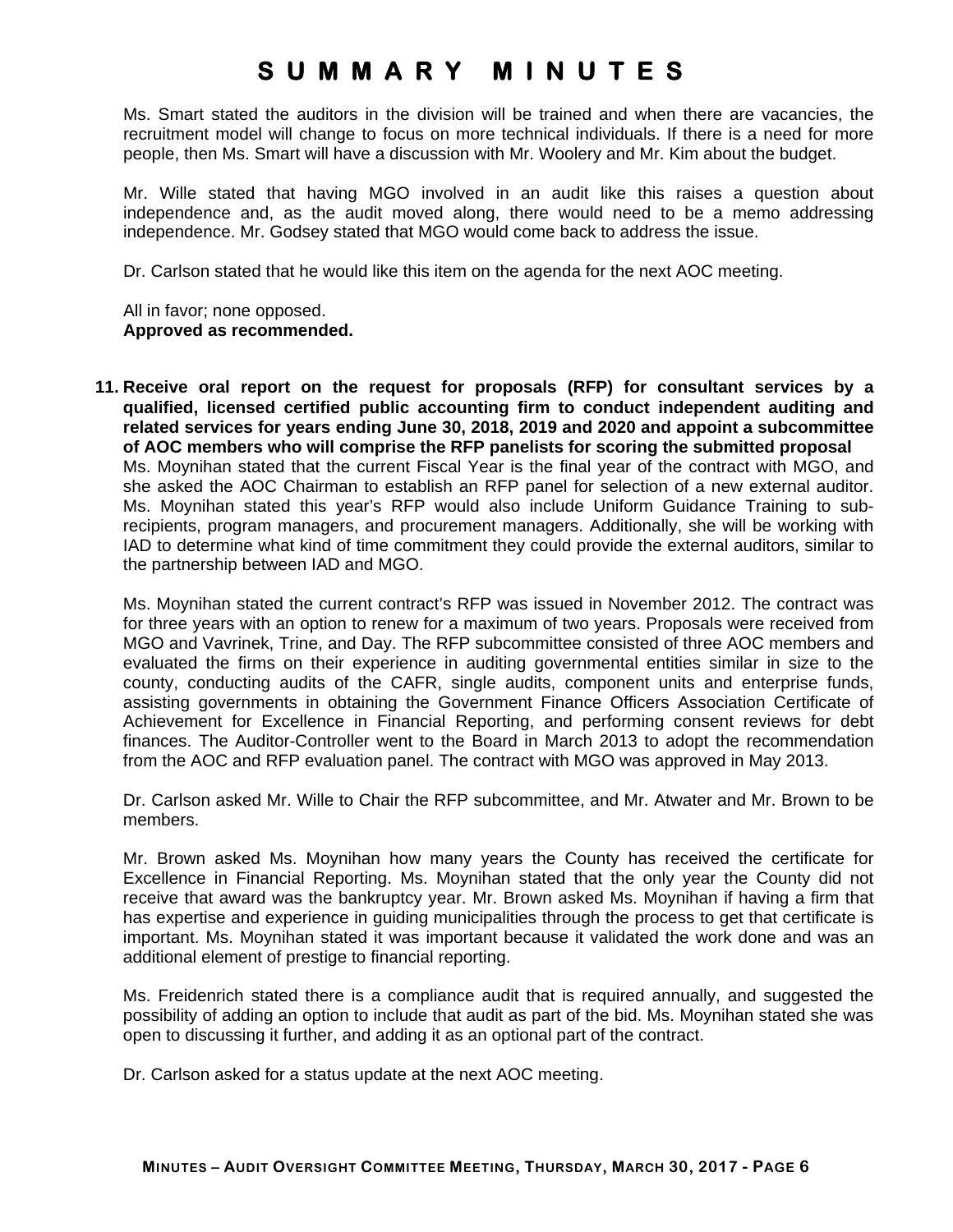Ms. Smart stated the auditors in the division will be trained and when there are vacancies, the recruitment model will change to focus on more technical individuals. If there is a need for more people, then Ms. Smart will have a discussion with Mr. Woolery and Mr. Kim about the budget.

Mr. Wille stated that having MGO involved in an audit like this raises a question about independence and, as the audit moved along, there would need to be a memo addressing independence. Mr. Godsey stated that MGO would come back to address the issue.

Dr. Carlson stated that he would like this item on the agenda for the next AOC meeting.

All in favor; none opposed.
**Approved as recommended.**

**11. Receive oral report on the request for proposals (RFP) for consultant services by a qualified, licensed certified public accounting firm to conduct independent auditing and related services for years ending June 30, 2018, 2019 and 2020 and appoint a subcommittee of AOC members who will comprise the RFP panelists for scoring the submitted proposal**

Ms. Moynihan stated that the current Fiscal Year is the final year of the contract with MGO, and she asked the AOC Chairman to establish an RFP panel for selection of a new external auditor. Ms. Moynihan stated this year's RFP would also include Uniform Guidance Training to sub-recipients, program managers, and procurement managers. Additionally, she will be working with IAD to determine what kind of time commitment they could provide the external auditors, similar to the partnership between IAD and MGO.

Ms. Moynihan stated the current contract's RFP was issued in November 2012. The contract was for three years with an option to renew for a maximum of two years. Proposals were received from MGO and Vavrinek, Trine, and Day. The RFP subcommittee consisted of three AOC members and evaluated the firms on their experience in auditing governmental entities similar in size to the county, conducting audits of the CAFR, single audits, component units and enterprise funds, assisting governments in obtaining the Government Finance Officers Association Certificate of Achievement for Excellence in Financial Reporting, and performing consent reviews for debt finances. The Auditor-Controller went to the Board in March 2013 to adopt the recommendation from the AOC and RFP evaluation panel. The contract with MGO was approved in May 2013.

Dr. Carlson asked Mr. Wille to Chair the RFP subcommittee, and Mr. Atwater and Mr. Brown to be members.

Mr. Brown asked Ms. Moynihan how many years the County has received the certificate for Excellence in Financial Reporting. Ms. Moynihan stated that the only year the County did not receive that award was the bankruptcy year. Mr. Brown asked Ms. Moynihan if having a firm that has expertise and experience in guiding municipalities through the process to get that certificate is important. Ms. Moynihan stated it was important because it validated the work done and was an additional element of prestige to financial reporting.

Ms. Freidenrich stated there is a compliance audit that is required annually, and suggested the possibility of adding an option to include that audit as part of the bid. Ms. Moynihan stated she was open to discussing it further, and adding it as an optional part of the contract.

Dr. Carlson asked for a status update at the next AOC meeting.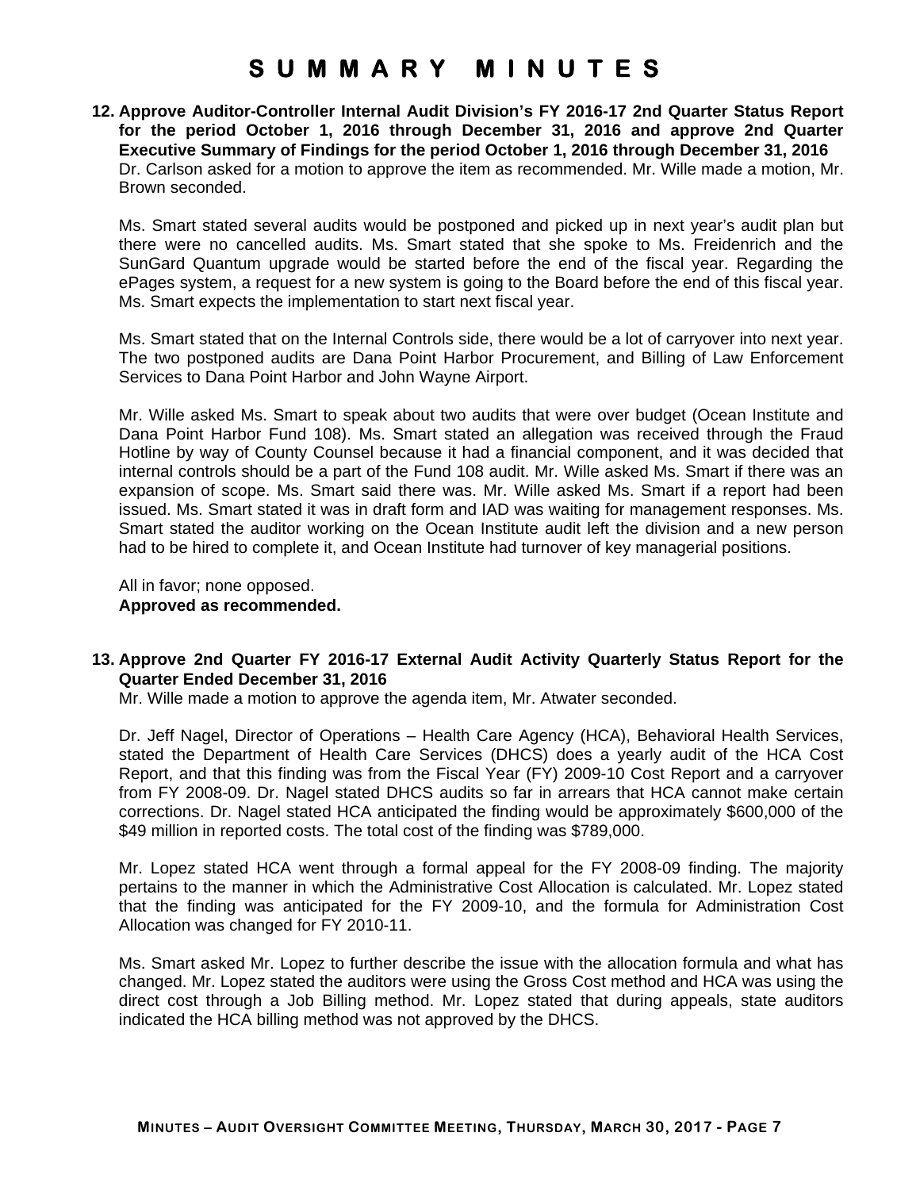# SUMMARY MINUTES

**12. Approve Auditor-Controller Internal Audit Division's FY 2016-17 2nd Quarter Status Report for the period October 1, 2016 through December 31, 2016 and approve 2nd Quarter Executive Summary of Findings for the period October 1, 2016 through December 31, 2016**

Dr. Carlson asked for a motion to approve the item as recommended. Mr. Wille made a motion, Mr. Brown seconded.

Ms. Smart stated several audits would be postponed and picked up in next year's audit plan but there were no cancelled audits. Ms. Smart stated that she spoke to Ms. Freidenrich and the SunGard Quantum upgrade would be started before the end of the fiscal year. Regarding the ePages system, a request for a new system is going to the Board before the end of this fiscal year. Ms. Smart expects the implementation to start next fiscal year.

Ms. Smart stated that on the Internal Controls side, there would be a lot of carryover into next year. The two postponed audits are Dana Point Harbor Procurement, and Billing of Law Enforcement Services to Dana Point Harbor and John Wayne Airport.

Mr. Wille asked Ms. Smart to speak about two audits that were over budget (Ocean Institute and Dana Point Harbor Fund 108). Ms. Smart stated an allegation was received through the Fraud Hotline by way of County Counsel because it had a financial component, and it was decided that internal controls should be a part of the Fund 108 audit. Mr. Wille asked Ms. Smart if there was an expansion of scope. Ms. Smart said there was. Mr. Wille asked Ms. Smart if a report had been issued. Ms. Smart stated it was in draft form and IAD was waiting for management responses. Ms. Smart stated the auditor working on the Ocean Institute audit left the division and a new person had to be hired to complete it, and Ocean Institute had turnover of key managerial positions.

All in favor; none opposed.
**Approved as recommended.**

**13. Approve 2nd Quarter FY 2016-17 External Audit Activity Quarterly Status Report for the Quarter Ended December 31, 2016**

Mr. Wille made a motion to approve the agenda item, Mr. Atwater seconded.

Dr. Jeff Nagel, Director of Operations – Health Care Agency (HCA), Behavioral Health Services, stated the Department of Health Care Services (DHCS) does a yearly audit of the HCA Cost Report, and that this finding was from the Fiscal Year (FY) 2009-10 Cost Report and a carryover from FY 2008-09. Dr. Nagel stated DHCS audits so far in arrears that HCA cannot make certain corrections. Dr. Nagel stated HCA anticipated the finding would be approximately $600,000 of the $49 million in reported costs. The total cost of the finding was $789,000.

Mr. Lopez stated HCA went through a formal appeal for the FY 2008-09 finding. The majority pertains to the manner in which the Administrative Cost Allocation is calculated. Mr. Lopez stated that the finding was anticipated for the FY 2009-10, and the formula for Administration Cost Allocation was changed for FY 2010-11.

Ms. Smart asked Mr. Lopez to further describe the issue with the allocation formula and what has changed. Mr. Lopez stated the auditors were using the Gross Cost method and HCA was using the direct cost through a Job Billing method. Mr. Lopez stated that during appeals, state auditors indicated the HCA billing method was not approved by the DHCS.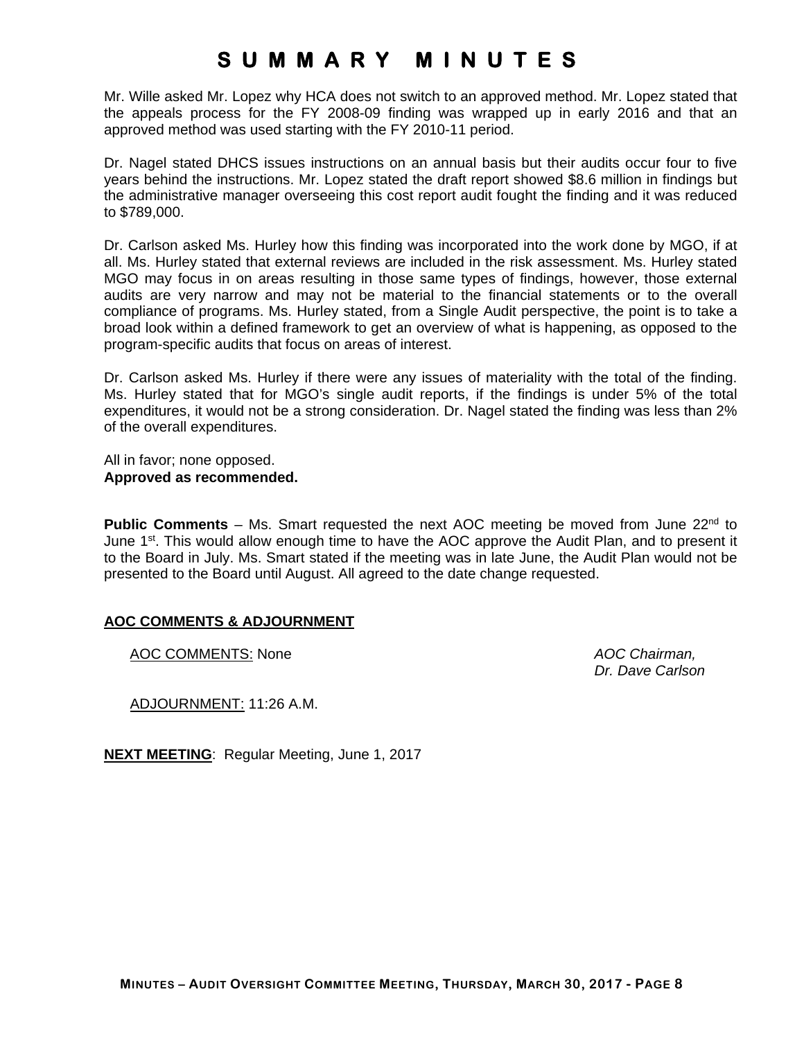# SUMMARY MINUTES

Mr. Wille asked Mr. Lopez why HCA does not switch to an approved method. Mr. Lopez stated that the appeals process for the FY 2008-09 finding was wrapped up in early 2016 and that an approved method was used starting with the FY 2010-11 period.

Dr. Nagel stated DHCS issues instructions on an annual basis but their audits occur four to five years behind the instructions. Mr. Lopez stated the draft report showed $8.6 million in findings but the administrative manager overseeing this cost report audit fought the finding and it was reduced to $789,000.

Dr. Carlson asked Ms. Hurley how this finding was incorporated into the work done by MGO, if at all. Ms. Hurley stated that external reviews are included in the risk assessment. Ms. Hurley stated MGO may focus in on areas resulting in those same types of findings, however, those external audits are very narrow and may not be material to the financial statements or to the overall compliance of programs. Ms. Hurley stated, from a Single Audit perspective, the point is to take a broad look within a defined framework to get an overview of what is happening, as opposed to the program-specific audits that focus on areas of interest.

Dr. Carlson asked Ms. Hurley if there were any issues of materiality with the total of the finding. Ms. Hurley stated that for MGO's single audit reports, if the findings is under 5% of the total expenditures, it would not be a strong consideration. Dr. Nagel stated the finding was less than 2% of the overall expenditures.

All in favor; none opposed.
**Approved as recommended.**

**Public Comments** – Ms. Smart requested the next AOC meeting be moved from June 22nd to June 1st. This would allow enough time to have the AOC approve the Audit Plan, and to present it to the Board in July. Ms. Smart stated if the meeting was in late June, the Audit Plan would not be presented to the Board until August. All agreed to the date change requested.

**AOC COMMENTS & ADJOURNMENT**

AOC COMMENTS: None

*AOC Chairman,*
*Dr. Dave Carlson*

ADJOURNMENT: 11:26 A.M.

**NEXT MEETING**: Regular Meeting, June 1, 2017